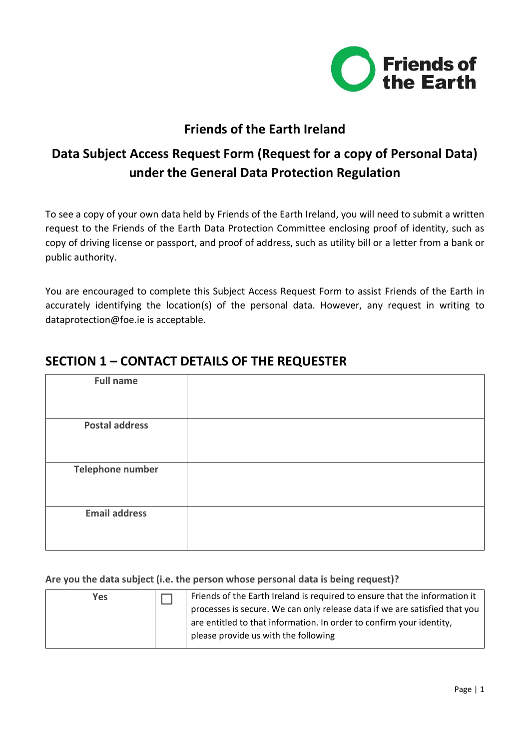# Friends of the Earth Ireland

## Data Subject Access Request Form (Request for a copy of Personal Data) under the General Data Protection Regulation

To see a copy of your own data held by Friends of the Earth Ireland, you will need to submit a written request to the Friends of the Earth Data Protection Committee enclosing proof of identity, such as copy of driving license or passport, and proof of address, such as utility bill or a letter from a bank or public authority.

You are encouraged to complete this Subject Access Request Form to assist Friends of the Earth in accurately identifying the location(s) of the personal data. However, any request in writing to dataprotection@foe.ie is acceptable.

## SECTION 1 – CONTACT DETAILS OF THE REQUESTER

| **Full name** | |
|---|---|
| **Postal address** | |
| **Telephone number** | |
| **Email address** | |

**Are you the data subject (i.e. the person whose personal data is being request)?**

| **Yes** | ☐ | Friends of the Earth Ireland is required to ensure that the information it processes is secure. We can only release data if we are satisfied that you are entitled to that information. In order to confirm your identity, please provide us with the following |
|---|---|---|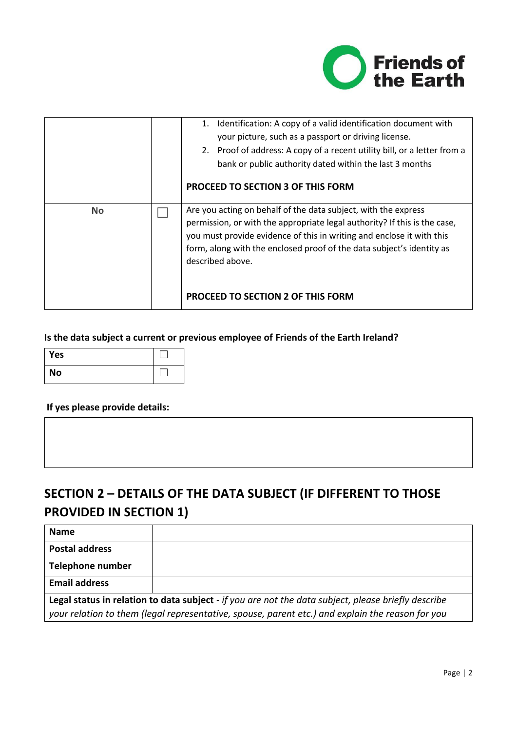| | | |
|---|---|---|
| | | 1. Identification: A copy of a valid identification document with your picture, such as a passport or driving license.<br>2. Proof of address: A copy of a recent utility bill, or a letter from a bank or public authority dated within the last 3 months<br><br>**PROCEED TO SECTION 3 OF THIS FORM** |
| **No** | ☐ | Are you acting on behalf of the data subject, with the express permission, or with the appropriate legal authority? If this is the case, you must provide evidence of this in writing and enclose it with this form, along with the enclosed proof of the data subject's identity as described above.<br><br>**PROCEED TO SECTION 2 OF THIS FORM** |

**Is the data subject a current or previous employee of Friends of the Earth Ireland?**

| | |
|---|---|
| **Yes** | ☐ |
| **No** | ☐ |

**If yes please provide details:**

| |
|---|
| |

## SECTION 2 – DETAILS OF THE DATA SUBJECT (IF DIFFERENT TO THOSE PROVIDED IN SECTION 1)

| | |
|---|---|
| **Name** | |
| **Postal address** | |
| **Telephone number** | |
| **Email address** | |
| **Legal status in relation to data subject** - *if you are not the data subject, please briefly describe your relation to them (legal representative, spouse, parent etc.) and explain the reason for you* | |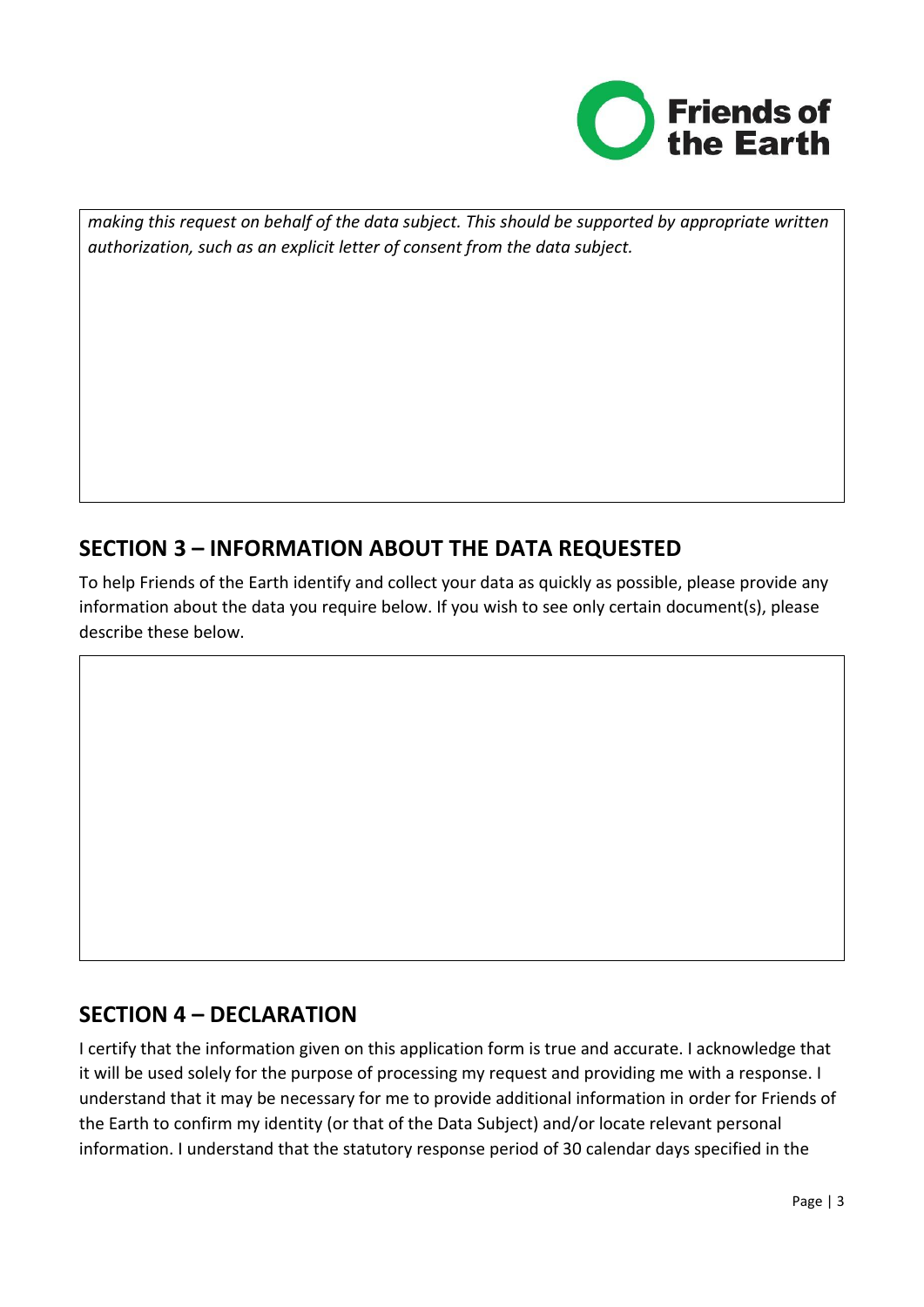*making this request on behalf of the data subject. This should be supported by appropriate written authorization, such as an explicit letter of consent from the data subject.*

## SECTION 3 – INFORMATION ABOUT THE DATA REQUESTED

To help Friends of the Earth identify and collect your data as quickly as possible, please provide any information about the data you require below. If you wish to see only certain document(s), please describe these below.

## SECTION 4 – DECLARATION

I certify that the information given on this application form is true and accurate. I acknowledge that it will be used solely for the purpose of processing my request and providing me with a response. I understand that it may be necessary for me to provide additional information in order for Friends of the Earth to confirm my identity (or that of the Data Subject) and/or locate relevant personal information. I understand that the statutory response period of 30 calendar days specified in the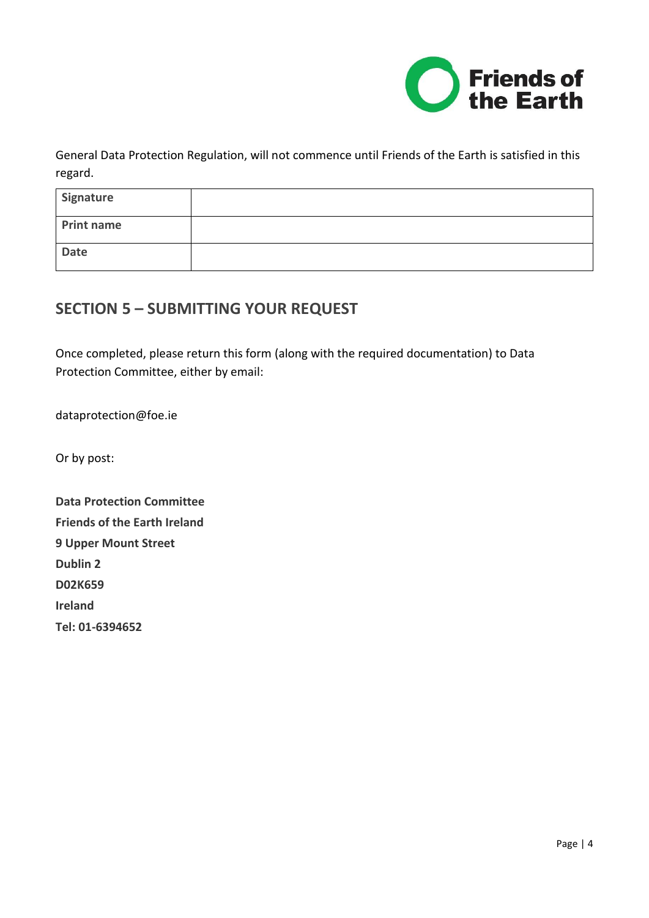General Data Protection Regulation, will not commence until Friends of the Earth is satisfied in this regard.

| | |
|---|---|
| **Signature** | |
| **Print name** | |
| **Date** | |

## SECTION 5 – SUBMITTING YOUR REQUEST

Once completed, please return this form (along with the required documentation) to Data Protection Committee, either by email:

dataprotection@foe.ie

Or by post:

**Data Protection Committee**
**Friends of the Earth Ireland**
**9 Upper Mount Street**
**Dublin 2**
**D02K659**
**Ireland**
**Tel: 01-6394652**